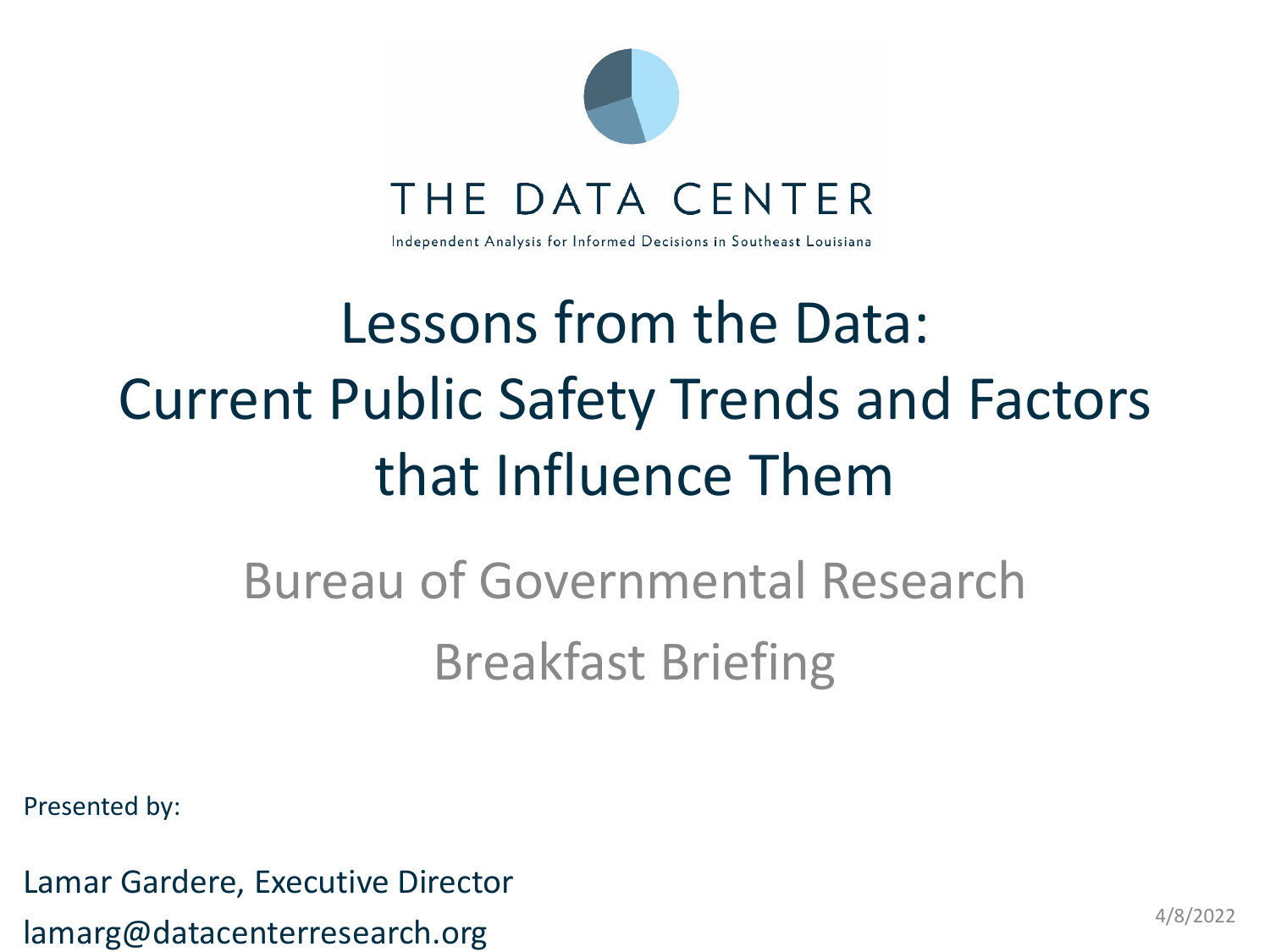THE DATA CENTER

Independent Analysis for Informed Decisions in Southeast Louisiana

# Lessons from the Data: Current Public Safety Trends and Factors that Influence Them

## Bureau of Governmental Research Breakfast Briefing

Presented by:

Lamar Gardere, Executive Director

lamarg@datacenterresearch.org

4/8/2022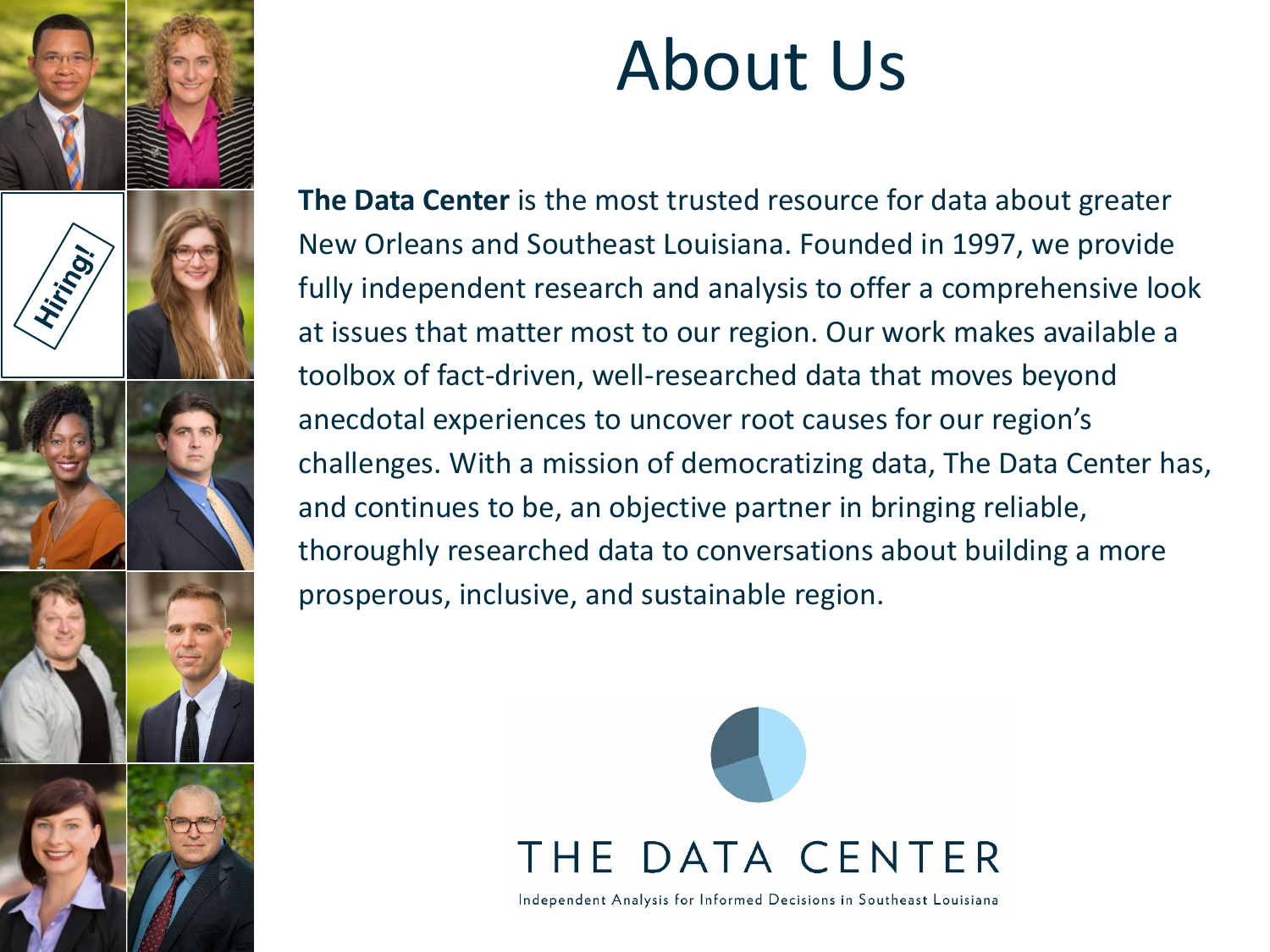# About Us

**The Data Center** is the most trusted resource for data about greater New Orleans and Southeast Louisiana. Founded in 1997, we provide fully independent research and analysis to offer a comprehensive look at issues that matter most to our region. Our work makes available a toolbox of fact-driven, well-researched data that moves beyond anecdotal experiences to uncover root causes for our region's challenges. With a mission of democratizing data, The Data Center has, and continues to be, an objective partner in bringing reliable, thoroughly researched data to conversations about building a more prosperous, inclusive, and sustainable region.

Hiring!

THE DATA CENTER

Independent Analysis for Informed Decisions in Southeast Louisiana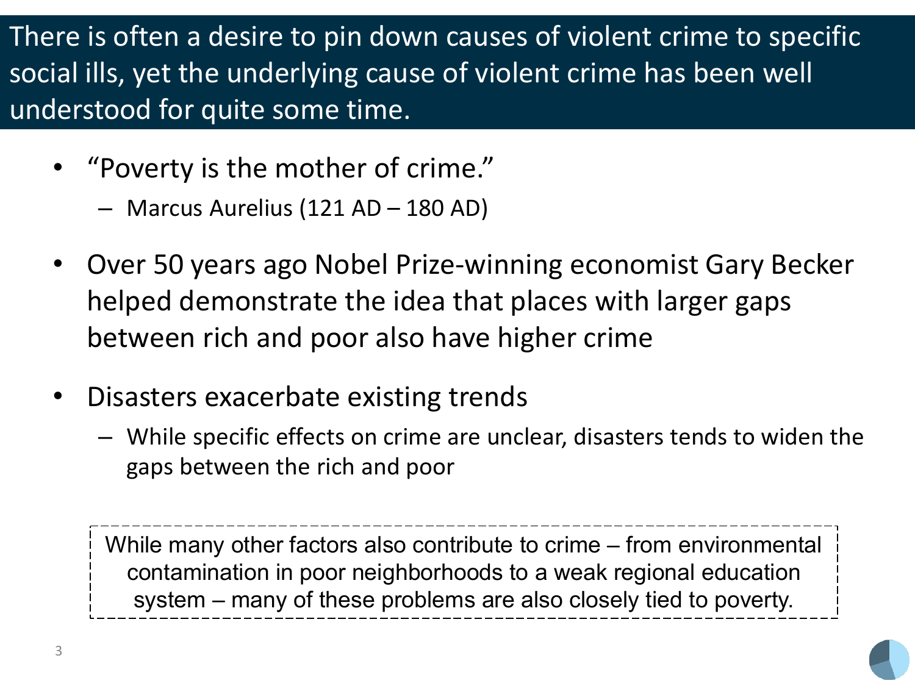## There is often a desire to pin down causes of violent crime to specific social ills, yet the underlying cause of violent crime has been well understood for quite some time.

- "Poverty is the mother of crime."
  - Marcus Aurelius (121 AD – 180 AD)
- Over 50 years ago Nobel Prize-winning economist Gary Becker helped demonstrate the idea that places with larger gaps between rich and poor also have higher crime
- Disasters exacerbate existing trends
  - While specific effects on crime are unclear, disasters tends to widen the gaps between the rich and poor

> While many other factors also contribute to crime – from environmental contamination in poor neighborhoods to a weak regional education system – many of these problems are also closely tied to poverty.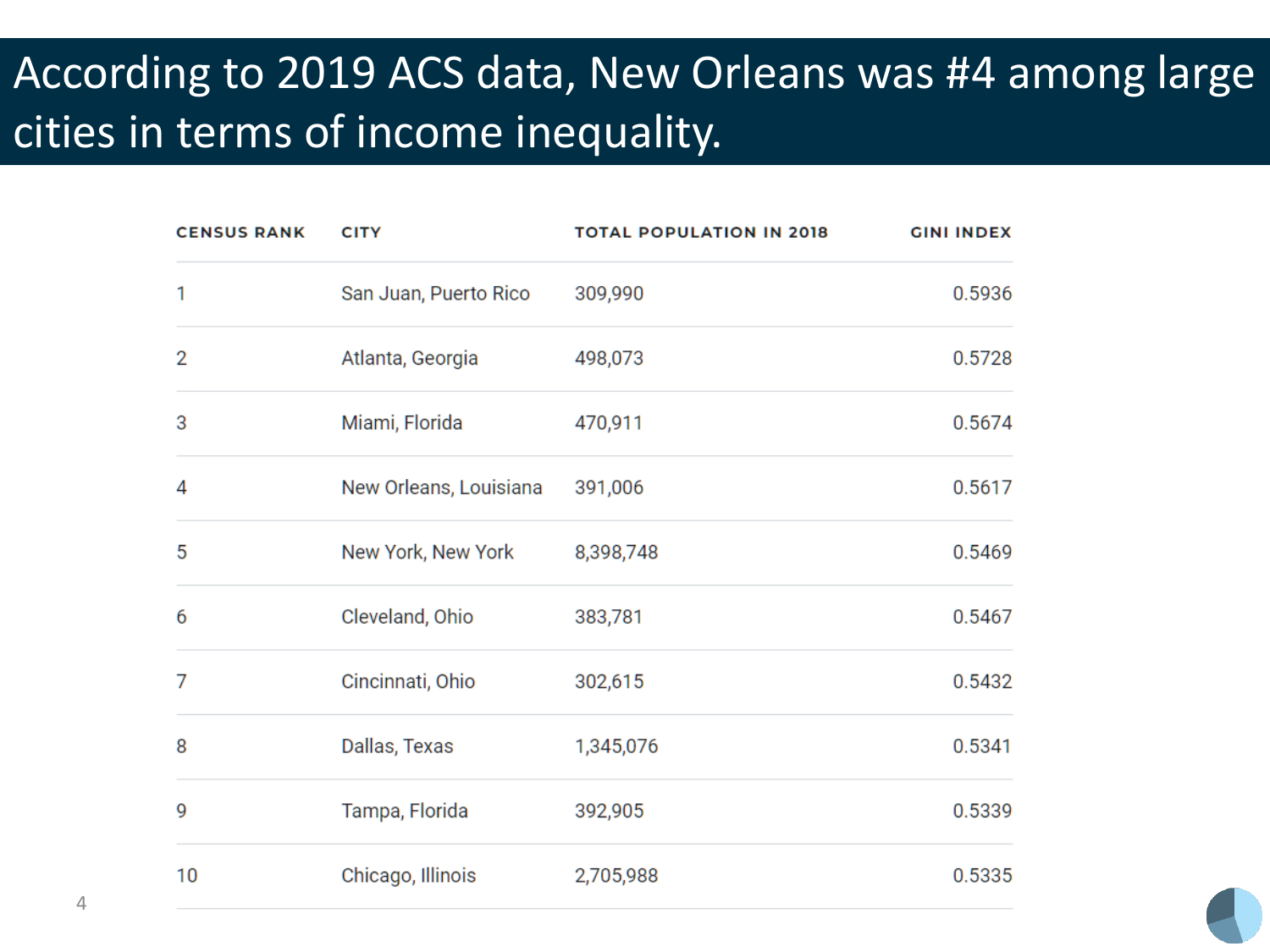# According to 2019 ACS data, New Orleans was #4 among large cities in terms of income inequality.

| CENSUS RANK | CITY | TOTAL POPULATION IN 2018 | GINI INDEX |
|---|---|---|---|
| 1 | San Juan, Puerto Rico | 309,990 | 0.5936 |
| 2 | Atlanta, Georgia | 498,073 | 0.5728 |
| 3 | Miami, Florida | 470,911 | 0.5674 |
| 4 | New Orleans, Louisiana | 391,006 | 0.5617 |
| 5 | New York, New York | 8,398,748 | 0.5469 |
| 6 | Cleveland, Ohio | 383,781 | 0.5467 |
| 7 | Cincinnati, Ohio | 302,615 | 0.5432 |
| 8 | Dallas, Texas | 1,345,076 | 0.5341 |
| 9 | Tampa, Florida | 392,905 | 0.5339 |
| 10 | Chicago, Illinois | 2,705,988 | 0.5335 |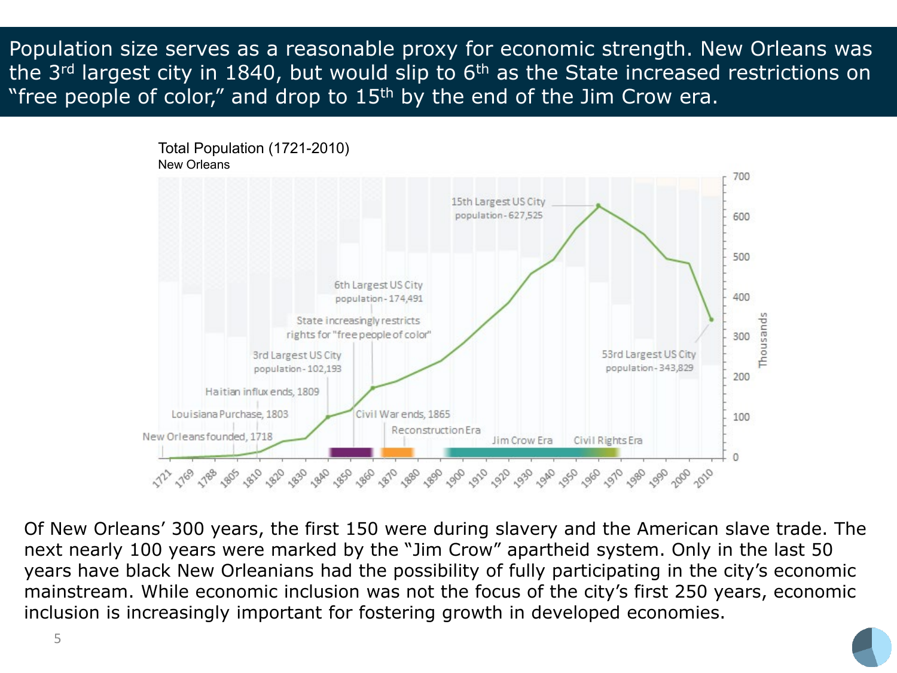# Population size serves as a reasonable proxy for economic strength. New Orleans was the 3rd largest city in 1840, but would slip to 6th as the State increased restrictions on "free people of color," and drop to 15th by the end of the Jim Crow era.

**Total Population (1721-2010)**
New Orleans

- New Orleans founded, 1718
- Louisiana Purchase, 1803
- Haitian influx ends, 1809
- 3rd Largest US City, population - 102,193
- State increasingly restricts rights for "free people of color"
- 6th Largest US City, population - 174,491
- Civil War ends, 1865
- Reconstruction Era
- Jim Crow Era
- Civil Rights Era
- 15th Largest US City, population - 627,525
- 53rd Largest US City, population - 343,829

Of New Orleans' 300 years, the first 150 were during slavery and the American slave trade. The next nearly 100 years were marked by the "Jim Crow" apartheid system. Only in the last 50 years have black New Orleanians had the possibility of fully participating in the city's economic mainstream. While economic inclusion was not the focus of the city's first 250 years, economic inclusion is increasingly important for fostering growth in developed economies.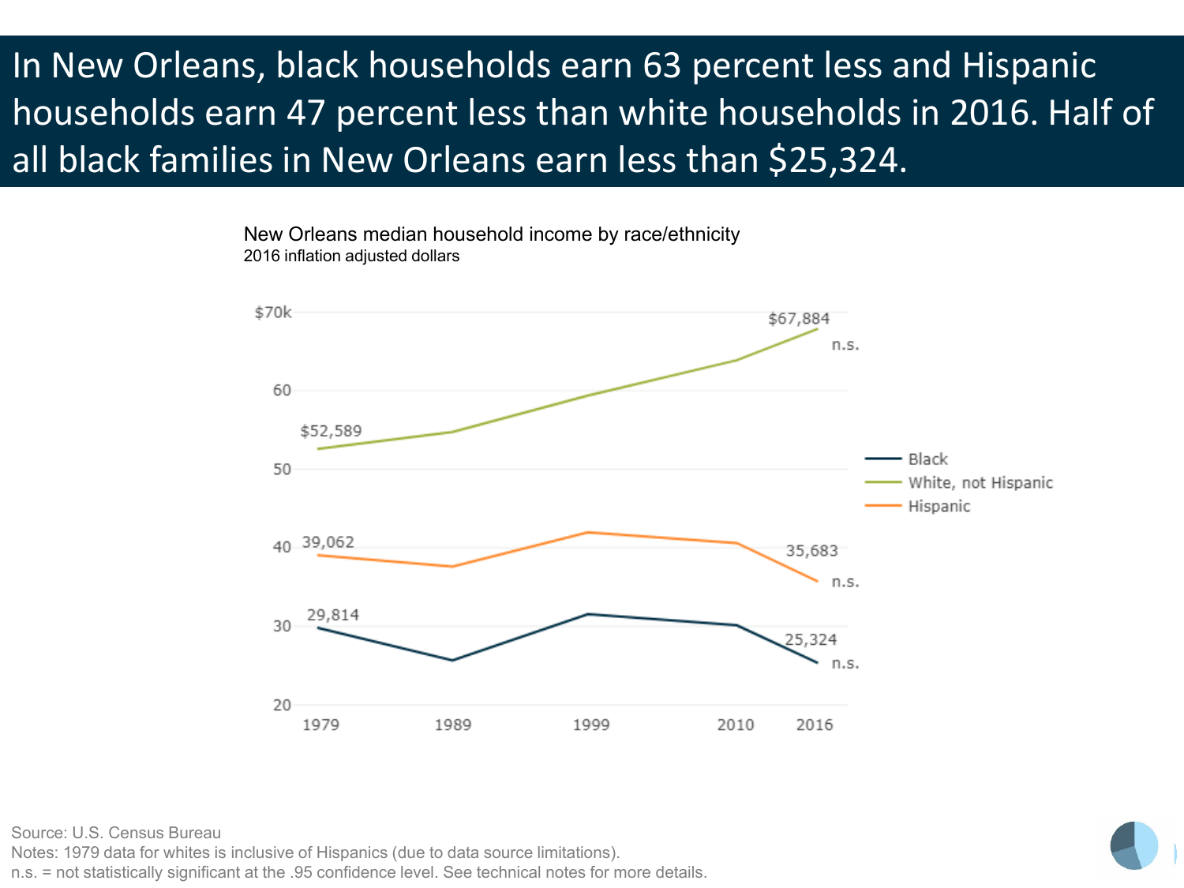# In New Orleans, black households earn 63 percent less and Hispanic households earn 47 percent less than white households in 2016. Half of all black families in New Orleans earn less than $25,324.

New Orleans median household income by race/ethnicity
2016 inflation adjusted dollars

| Year | Black | White, not Hispanic | Hispanic |
|---|---|---|---|
| 1979 | 29,814 | $52,589 | 39,062 |
| 2016 | 25,324 (n.s.) | $67,884 (n.s.) | 35,683 (n.s.) |

Source: U.S. Census Bureau
Notes: 1979 data for whites is inclusive of Hispanics (due to data source limitations).
n.s. = not statistically significant at the .95 confidence level. See technical notes for more details.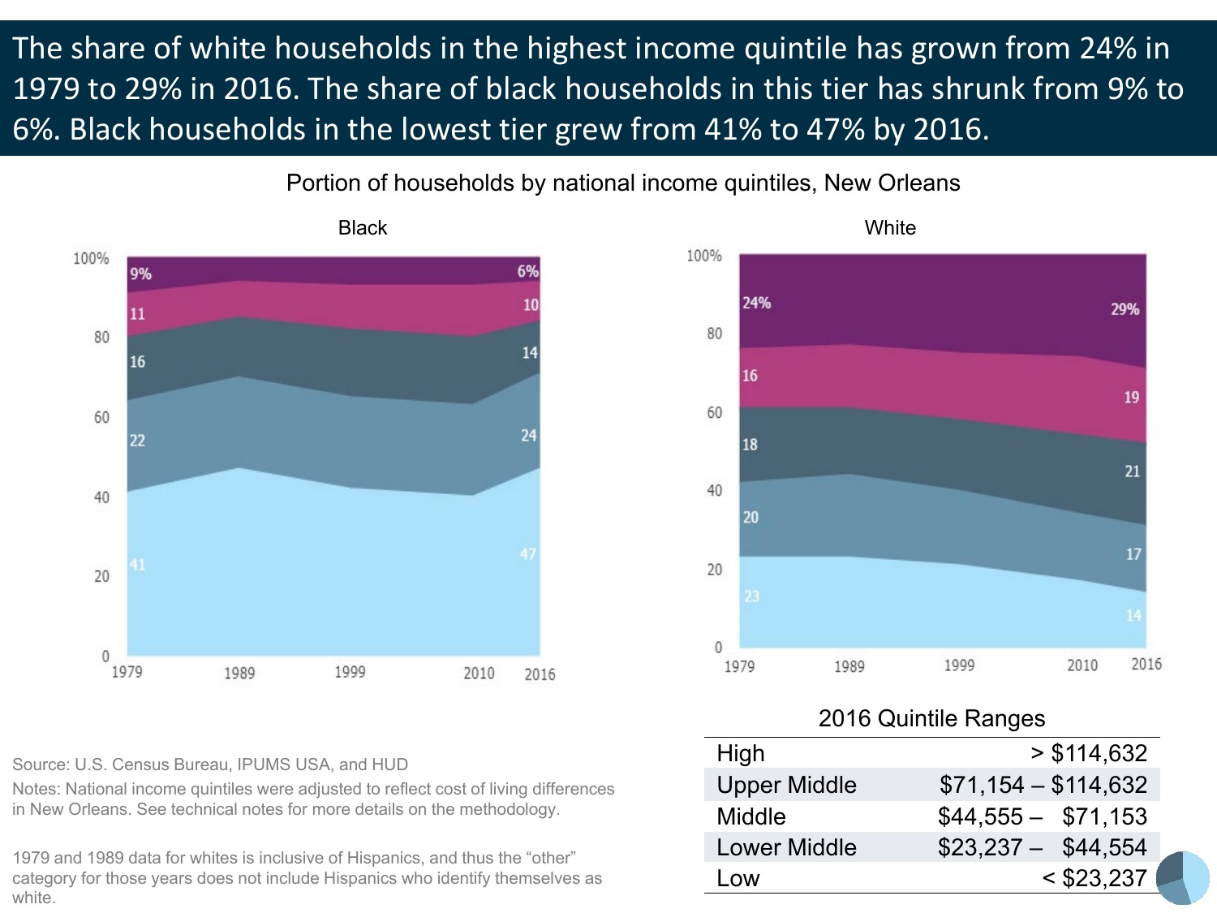# The share of white households in the highest income quintile has grown from 24% in 1979 to 29% in 2016. The share of black households in this tier has shrunk from 9% to 6%. Black households in the lowest tier grew from 41% to 47% by 2016.

Portion of households by national income quintiles, New Orleans

**Black**

| Quintile | 1979 | 2016 |
|---|---|---|
| High | 9% | 6% |
| Upper Middle | 11 | 10 |
| Middle | 16 | 14 |
| Lower Middle | 22 | 24 |
| Low | 41 | 47 |

**White**

| Quintile | 1979 | 2016 |
|---|---|---|
| High | 24% | 29% |
| Upper Middle | 16 | 19 |
| Middle | 18 | 21 |
| Lower Middle | 20 | 17 |
| Low | 23 | 14 |

2016 Quintile Ranges

| | |
|---|---|
| High | > $114,632 |
| Upper Middle | $71,154 – $114,632 |
| Middle | $44,555 – $71,153 |
| Lower Middle | $23,237 – $44,554 |
| Low | < $23,237 |

Source: U.S. Census Bureau, IPUMS USA, and HUD

Notes: National income quintiles were adjusted to reflect cost of living differences in New Orleans. See technical notes for more details on the methodology.

1979 and 1989 data for whites is inclusive of Hispanics, and thus the "other" category for those years does not include Hispanics who identify themselves as white.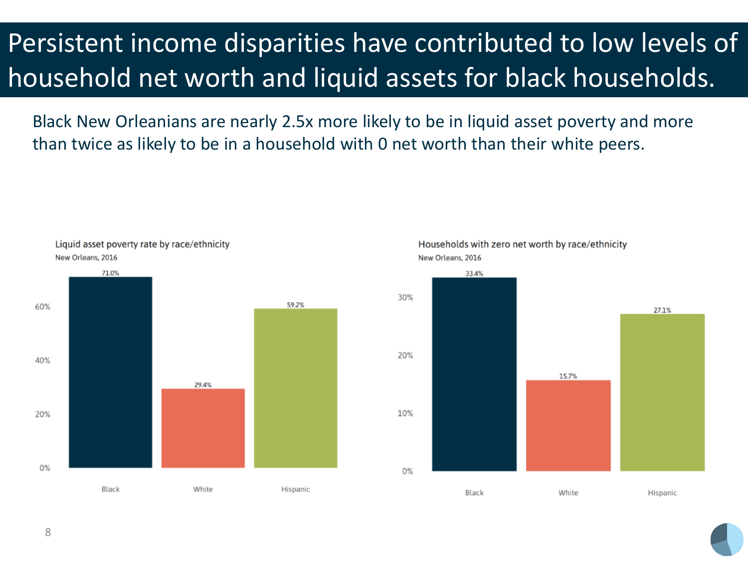# Persistent income disparities have contributed to low levels of household net worth and liquid assets for black households.

Black New Orleanians are nearly 2.5x more likely to be in liquid asset poverty and more than twice as likely to be in a household with 0 net worth than their white peers.

**Liquid asset poverty rate by race/ethnicity**
New Orleans, 2016

| Race/ethnicity | Rate |
| --- | --- |
| Black | 71.0% |
| White | 29.4% |
| Hispanic | 59.2% |

**Households with zero net worth by race/ethnicity**
New Orleans, 2016

| Race/ethnicity | Rate |
| --- | --- |
| Black | 33.4% |
| White | 15.7% |
| Hispanic | 27.1% |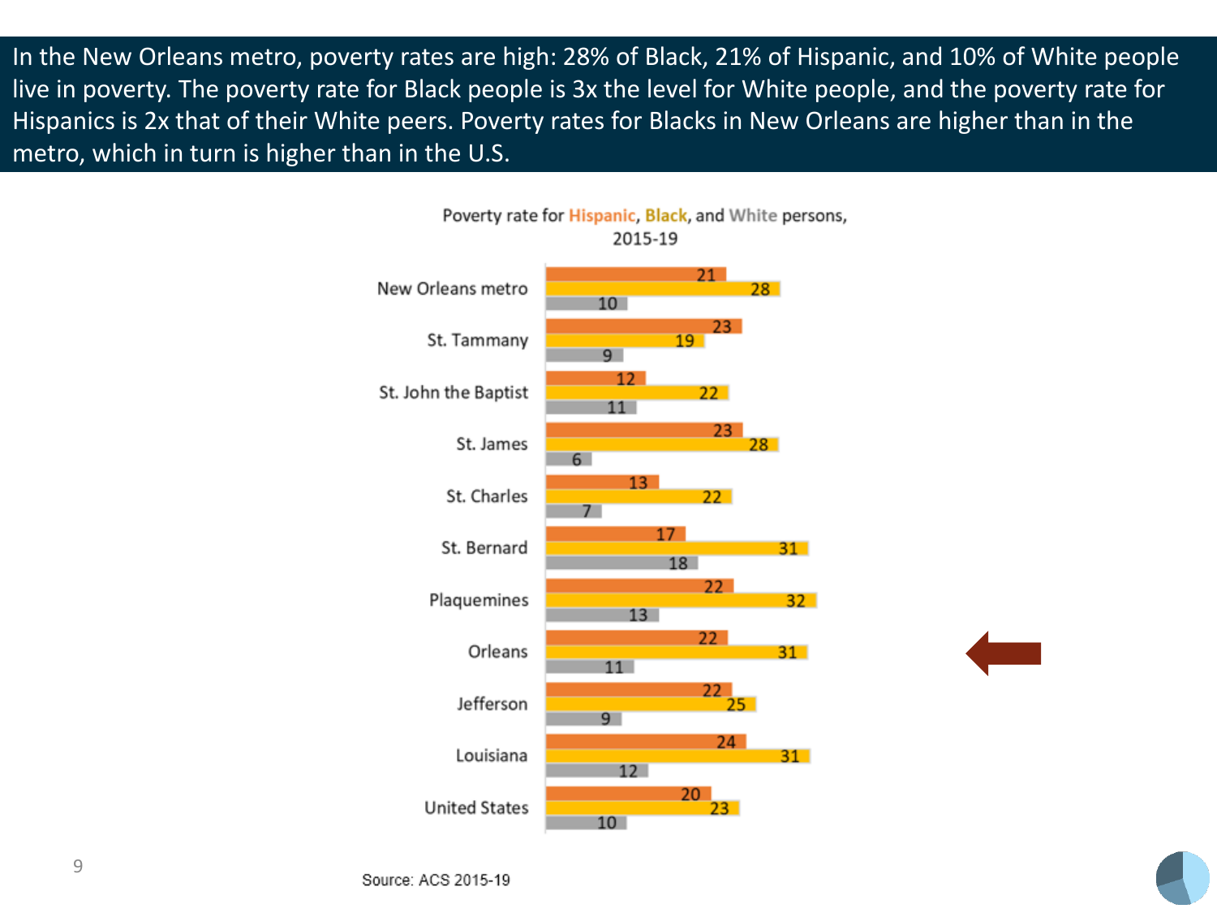In the New Orleans metro, poverty rates are high: 28% of Black, 21% of Hispanic, and 10% of White people live in poverty. The poverty rate for Black people is 3x the level for White people, and the poverty rate for Hispanics is 2x that of their White peers. Poverty rates for Blacks in New Orleans are higher than in the metro, which in turn is higher than in the U.S.

Poverty rate for Hispanic, Black, and White persons, 2015-19

| | Hispanic | Black | White |
|---|---|---|---|
| New Orleans metro | 21 | 28 | 10 |
| St. Tammany | 23 | 19 | 9 |
| St. John the Baptist | 12 | 22 | 11 |
| St. James | 23 | 28 | 6 |
| St. Charles | 13 | 22 | 7 |
| St. Bernard | 17 | 31 | 18 |
| Plaquemines | 22 | 32 | 13 |
| Orleans | 22 | 31 | 11 |
| Jefferson | 22 | 25 | 9 |
| Louisiana | 24 | 31 | 12 |
| United States | 20 | 23 | 10 |

Source: ACS 2015-19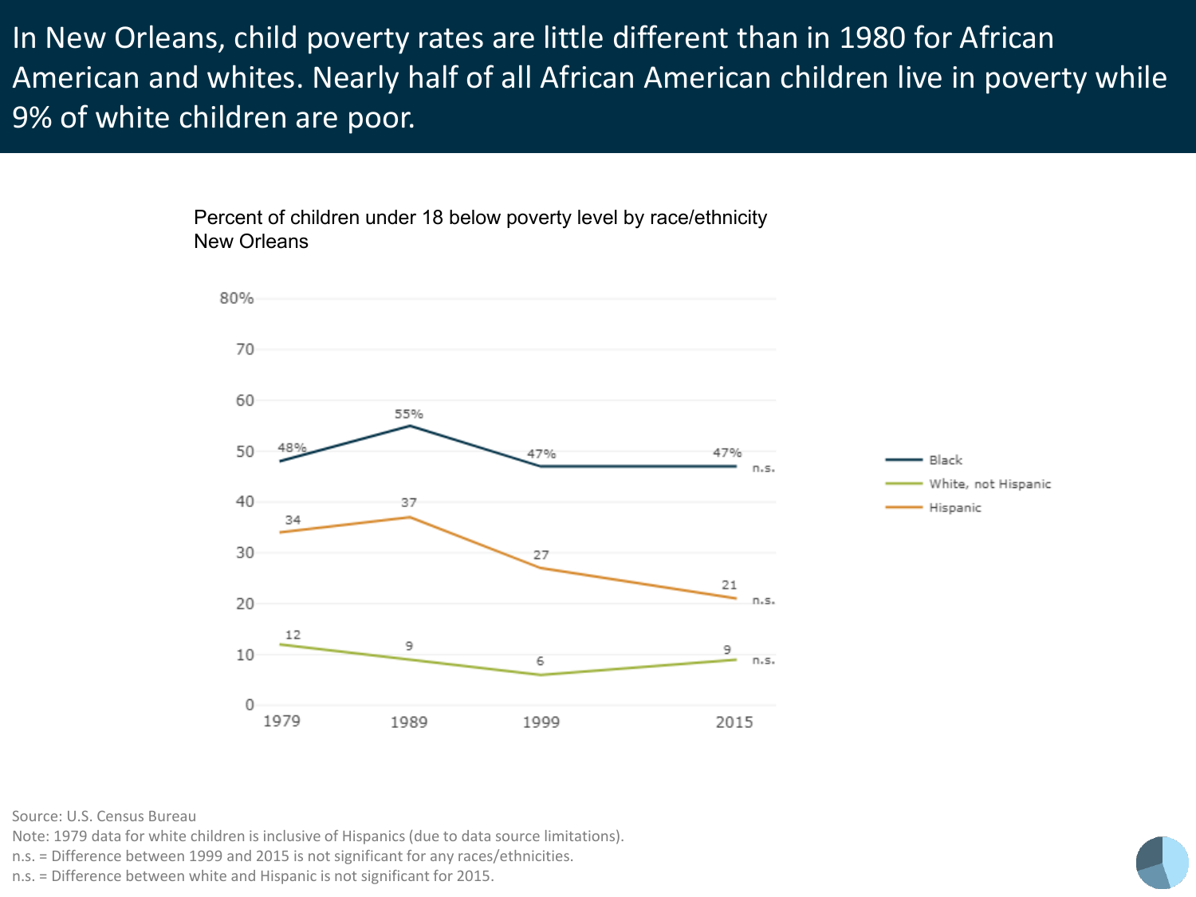# In New Orleans, child poverty rates are little different than in 1980 for African American and whites. Nearly half of all African American children live in poverty while 9% of white children are poor.

Percent of children under 18 below poverty level by race/ethnicity
New Orleans

| | 1979 | 1989 | 1999 | 2015 |
|---|---|---|---|---|
| Black | 48% | 55% | 47% | 47% n.s. |
| White, not Hispanic | 12 | 9 | 6 | 9 n.s. |
| Hispanic | 34 | 37 | 27 | 21 n.s. |

Source: U.S. Census Bureau
Note: 1979 data for white children is inclusive of Hispanics (due to data source limitations).
n.s. = Difference between 1999 and 2015 is not significant for any races/ethnicities.
n.s. = Difference between white and Hispanic is not significant for 2015.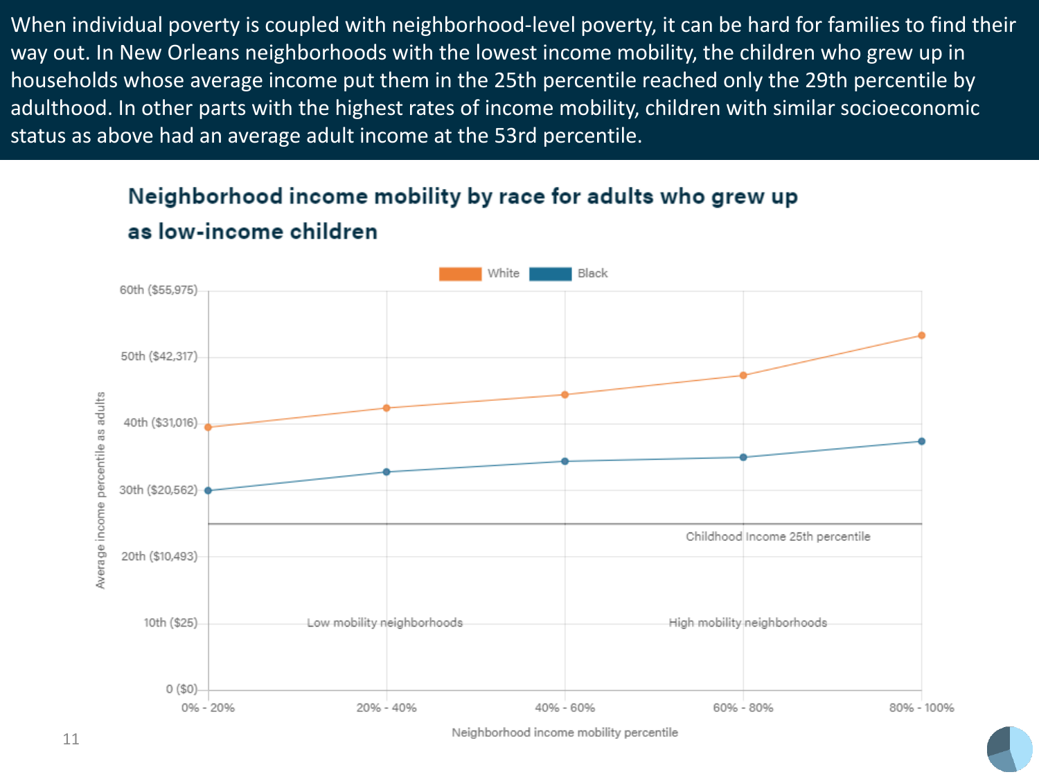When individual poverty is coupled with neighborhood-level poverty, it can be hard for families to find their way out. In New Orleans neighborhoods with the lowest income mobility, the children who grew up in households whose average income put them in the 25th percentile reached only the 29th percentile by adulthood. In other parts with the highest rates of income mobility, children with similar socioeconomic status as above had an average adult income at the 53rd percentile.

## Neighborhood income mobility by race for adults who grew up as low-income children

White | Black

60th ($55,975)
50th ($42,317)
40th ($31,016)
30th ($20,562)
20th ($10,493)
10th ($25)
0 ($0)

Average income percentile as adults

Childhood Income 25th percentile

Low mobility neighborhoods

High mobility neighborhoods

0% - 20% | 20% - 40% | 40% - 60% | 60% - 80% | 80% - 100%

Neighborhood income mobility percentile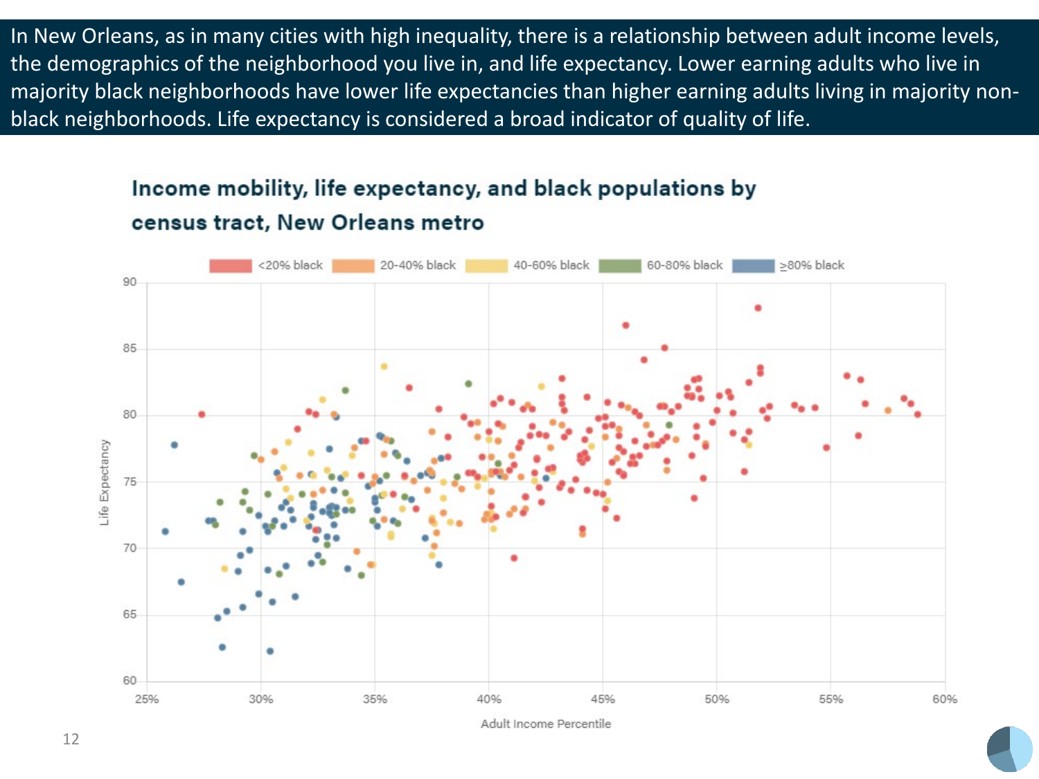In New Orleans, as in many cities with high inequality, there is a relationship between adult income levels, the demographics of the neighborhood you live in, and life expectancy. Lower earning adults who live in majority black neighborhoods have lower life expectancies than higher earning adults living in majority non-black neighborhoods. Life expectancy is considered a broad indicator of quality of life.

## Income mobility, life expectancy, and black populations by census tract, New Orleans metro

<20% black | 20-40% black | 40-60% black | 60-80% black | ≥80% black

Life Expectancy

Adult Income Percentile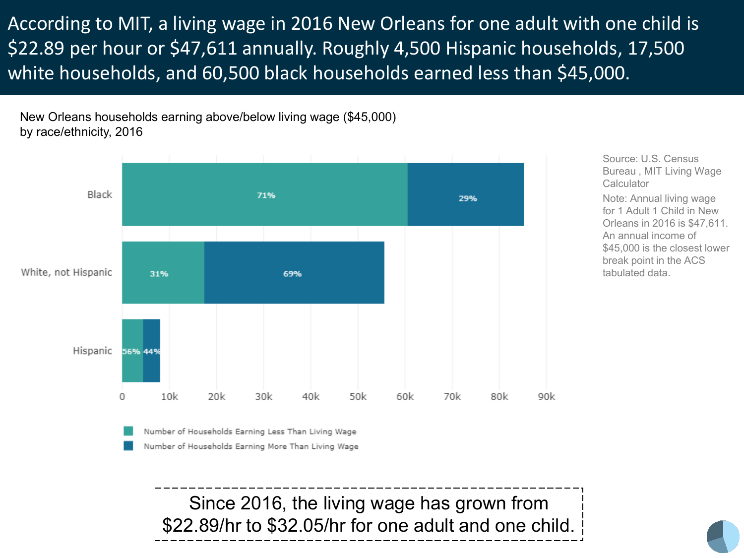# According to MIT, a living wage in 2016 New Orleans for one adult with one child is $22.89 per hour or $47,611 annually. Roughly 4,500 Hispanic households, 17,500 white households, and 60,500 black households earned less than $45,000.

New Orleans households earning above/below living wage ($45,000) by race/ethnicity, 2016

| Race/ethnicity | Number of Households Earning Less Than Living Wage | Number of Households Earning More Than Living Wage |
|---|---|---|
| Black | 71% | 29% |
| White, not Hispanic | 31% | 69% |
| Hispanic | 56% | 44% |

Source: U.S. Census Bureau , MIT Living Wage Calculator

Note: Annual living wage for 1 Adult 1 Child in New Orleans in 2016 is $47,611. An annual income of $45,000 is the closest lower break point in the ACS tabulated data.

Since 2016, the living wage has grown from $22.89/hr to $32.05/hr for one adult and one child.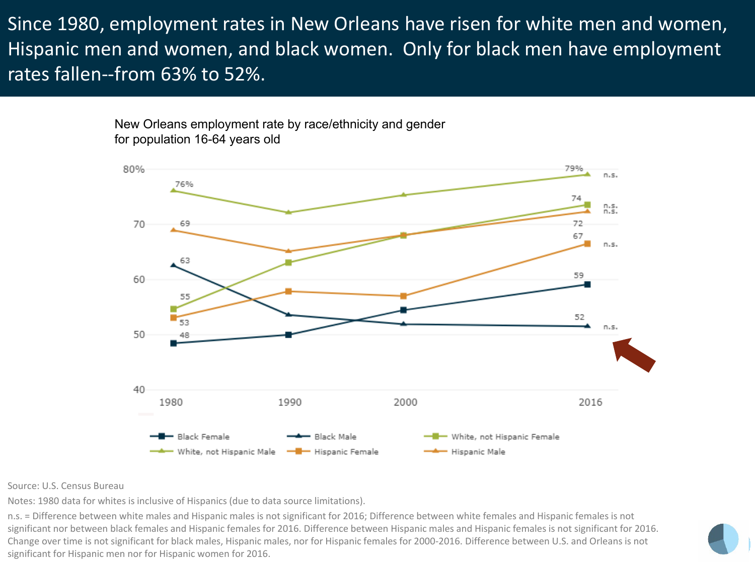# Since 1980, employment rates in New Orleans have risen for white men and women, Hispanic men and women, and black women. Only for black men have employment rates fallen--from 63% to 52%.

New Orleans employment rate by race/ethnicity and gender for population 16-64 years old

| | 1980 | 1990 | 2000 | 2016 |
|---|---|---|---|---|
| Black Female | 48 | | | 59 |
| Black Male | 63 | | | 52 (n.s.) |
| White, not Hispanic Female | 55 | | | 74 (n.s.) |
| White, not Hispanic Male | 76% | | | 79% (n.s.) |
| Hispanic Female | 53 | | | 67 (n.s.) |
| Hispanic Male | 69 | | | 72 (n.s.) |

Source: U.S. Census Bureau

Notes: 1980 data for whites is inclusive of Hispanics (due to data source limitations).

n.s. = Difference between white males and Hispanic males is not significant for 2016; Difference between white females and Hispanic females is not significant nor between black females and Hispanic females for 2016. Difference between Hispanic males and Hispanic females is not significant for 2016. Change over time is not significant for black males, Hispanic males, nor for Hispanic females for 2000-2016. Difference between U.S. and Orleans is not significant for Hispanic men nor for Hispanic women for 2016.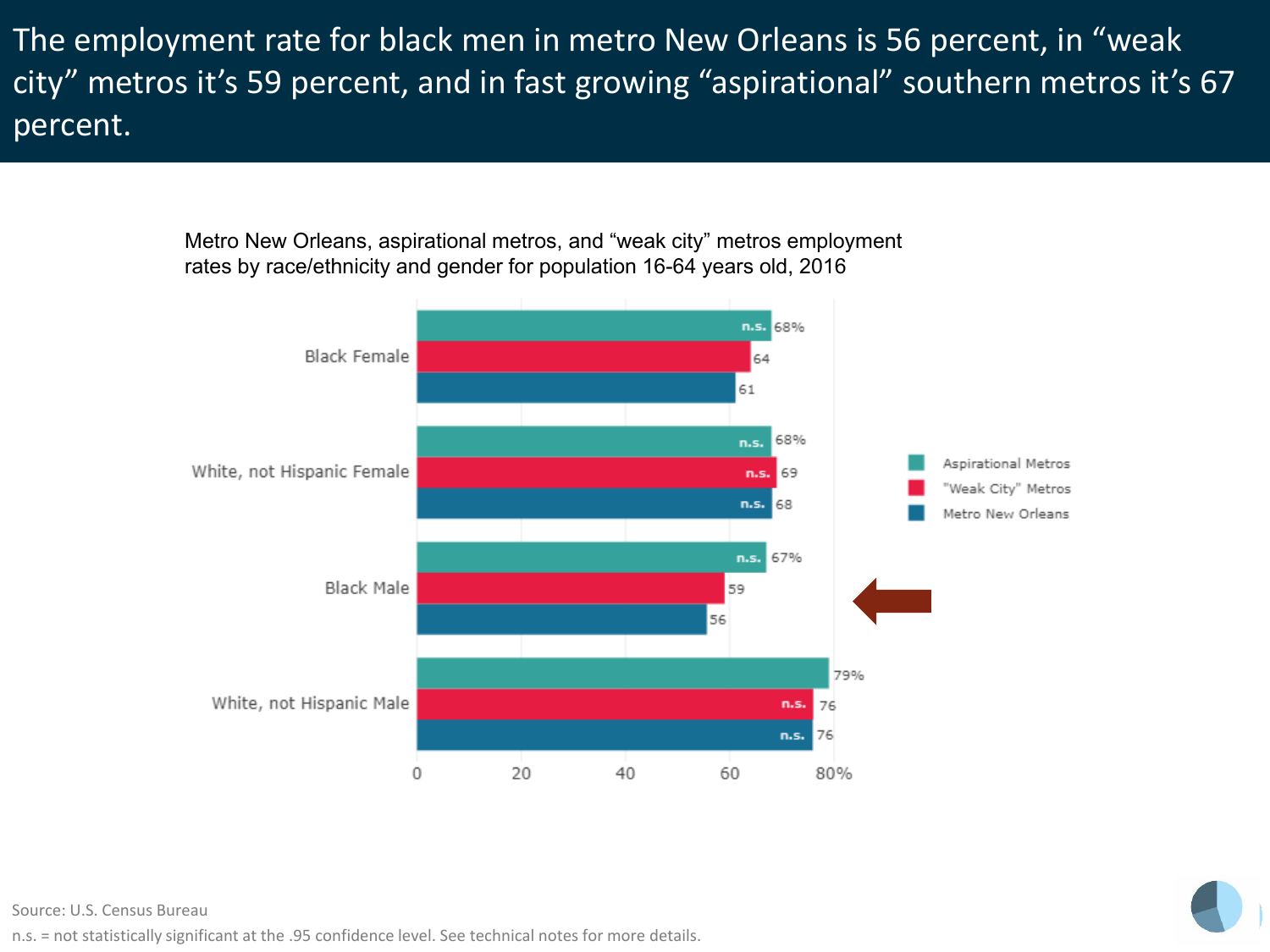# The employment rate for black men in metro New Orleans is 56 percent, in "weak city" metros it's 59 percent, and in fast growing "aspirational" southern metros it's 67 percent.

Metro New Orleans, aspirational metros, and "weak city" metros employment rates by race/ethnicity and gender for population 16-64 years old, 2016

| | Aspirational Metros | "Weak City" Metros | Metro New Orleans |
|---|---|---|---|
| Black Female | n.s. 68% | 64 | 61 |
| White, not Hispanic Female | n.s. 68% | n.s. 69 | n.s. 68 |
| Black Male | n.s. 67% | 59 | 56 |
| White, not Hispanic Male | 79% | n.s. 76 | n.s. 76 |

Source: U.S. Census Bureau

n.s. = not statistically significant at the .95 confidence level. See technical notes for more details.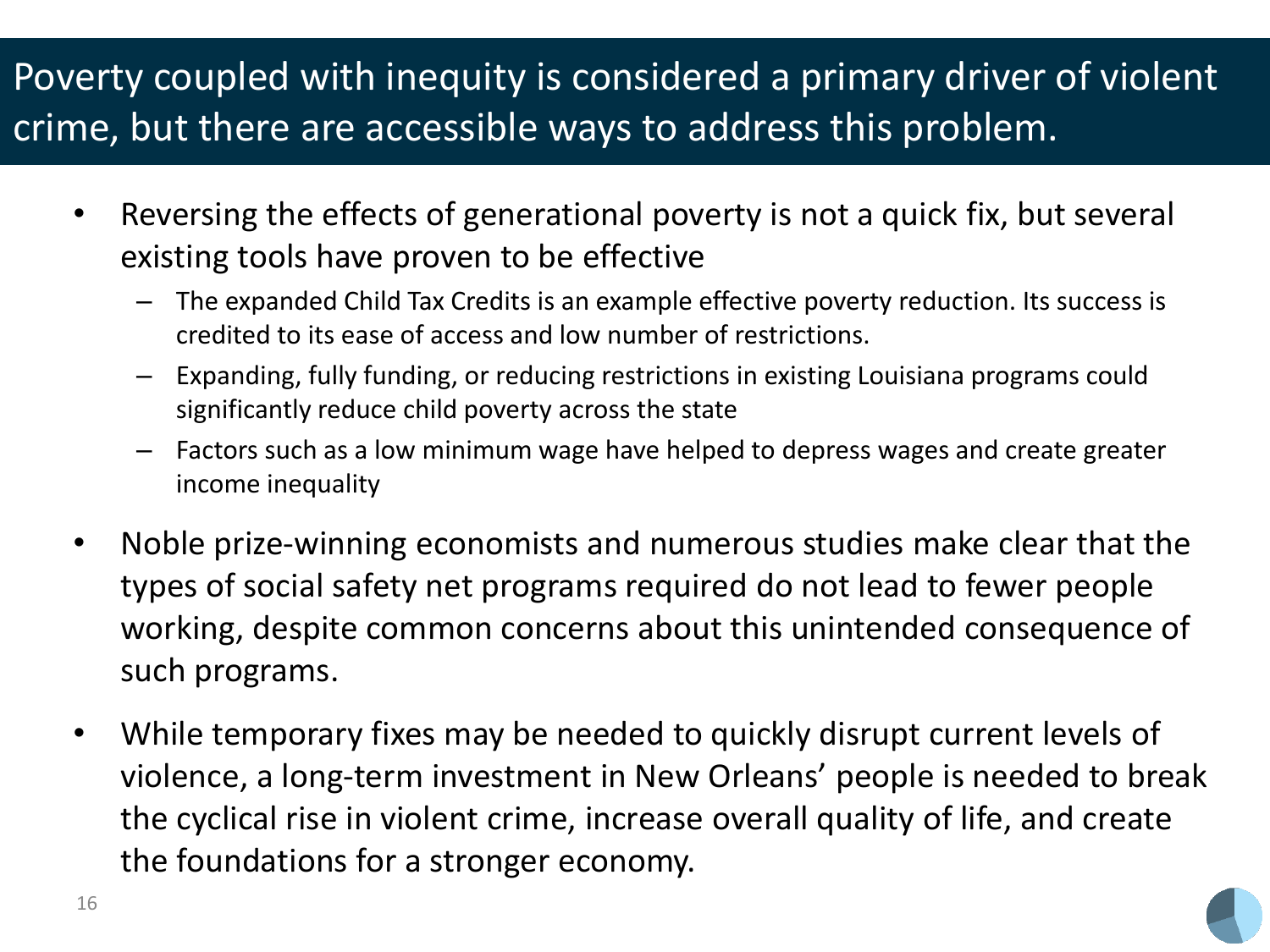# Poverty coupled with inequity is considered a primary driver of violent crime, but there are accessible ways to address this problem.

- Reversing the effects of generational poverty is not a quick fix, but several existing tools have proven to be effective
  - The expanded Child Tax Credits is an example effective poverty reduction. Its success is credited to its ease of access and low number of restrictions.
  - Expanding, fully funding, or reducing restrictions in existing Louisiana programs could significantly reduce child poverty across the state
  - Factors such as a low minimum wage have helped to depress wages and create greater income inequality
- Noble prize-winning economists and numerous studies make clear that the types of social safety net programs required do not lead to fewer people working, despite common concerns about this unintended consequence of such programs.
- While temporary fixes may be needed to quickly disrupt current levels of violence, a long-term investment in New Orleans' people is needed to break the cyclical rise in violent crime, increase overall quality of life, and create the foundations for a stronger economy.